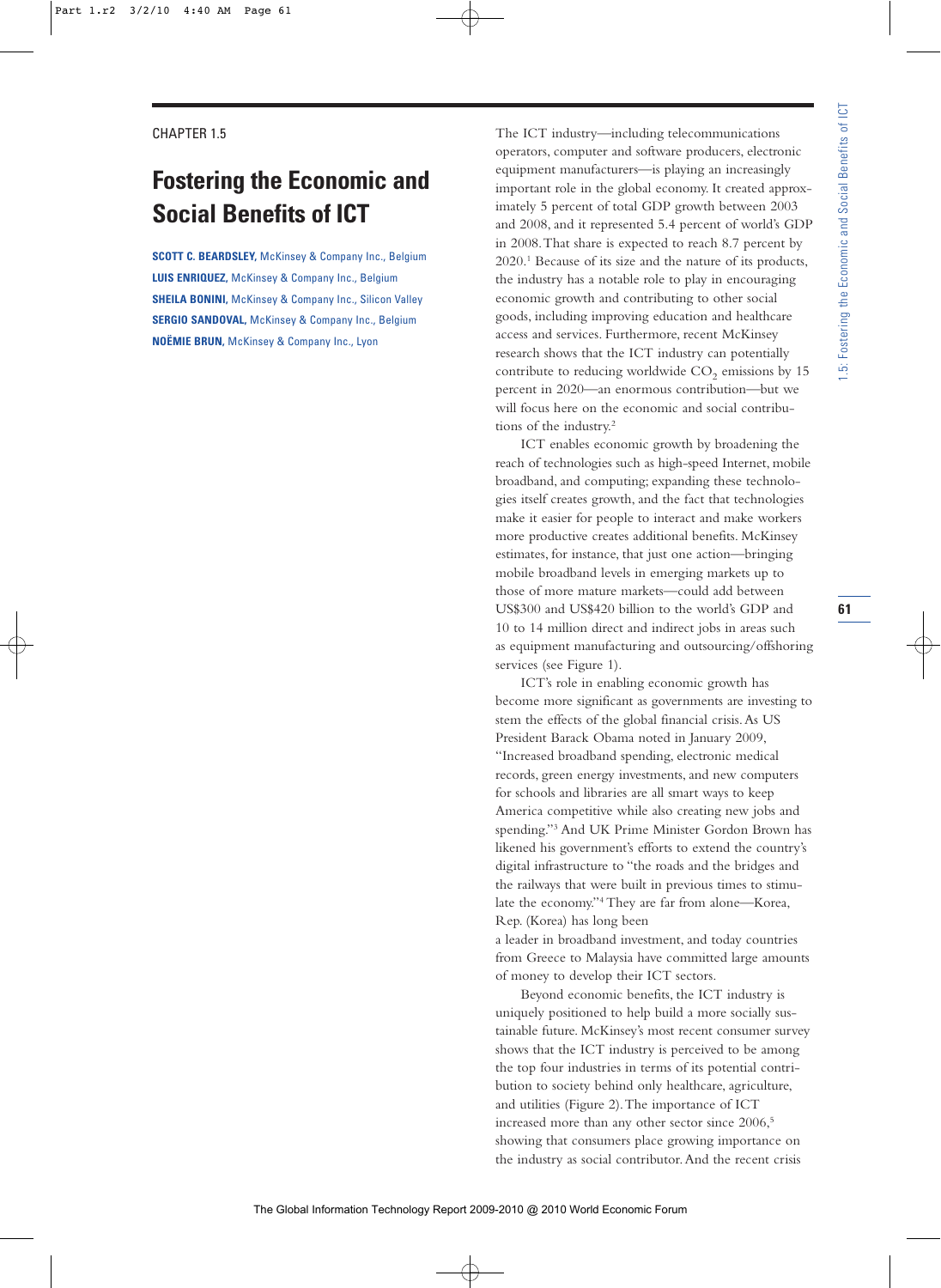CHAPTER 1.5

# Fostering the Economic and Social Benefits of ICT

**SCOTT C. BEARDSLEY,** McKinsey & Company Inc., Belgium
**LUIS ENRIQUEZ,** McKinsey & Company Inc., Belgium
**SHEILA BONINI,** McKinsey & Company Inc., Silicon Valley
**SERGIO SANDOVAL,** McKinsey & Company Inc., Belgium
**NOËMIE BRUN,** McKinsey & Company Inc., Lyon

The ICT industry—including telecommunications operators, computer and software producers, electronic equipment manufacturers—is playing an increasingly important role in the global economy. It created approximately 5 percent of total GDP growth between 2003 and 2008, and it represented 5.4 percent of world's GDP in 2008. That share is expected to reach 8.7 percent by 2020.[1] Because of its size and the nature of its products, the industry has a notable role to play in encouraging economic growth and contributing to other social goods, including improving education and healthcare access and services. Furthermore, recent McKinsey research shows that the ICT industry can potentially contribute to reducing worldwide $CO_2$ emissions by 15 percent in 2020—an enormous contribution—but we will focus here on the economic and social contributions of the industry.[2]

ICT enables economic growth by broadening the reach of technologies such as high-speed Internet, mobile broadband, and computing; expanding these technologies itself creates growth, and the fact that technologies make it easier for people to interact and make workers more productive creates additional benefits. McKinsey estimates, for instance, that just one action—bringing mobile broadband levels in emerging markets up to those of more mature markets—could add between US$300 and US$420 billion to the world's GDP and 10 to 14 million direct and indirect jobs in areas such as equipment manufacturing and outsourcing/offshoring services (see Figure 1).

ICT's role in enabling economic growth has become more significant as governments are investing to stem the effects of the global financial crisis. As US President Barack Obama noted in January 2009, "Increased broadband spending, electronic medical records, green energy investments, and new computers for schools and libraries are all smart ways to keep America competitive while also creating new jobs and spending."[3] And UK Prime Minister Gordon Brown has likened his government's efforts to extend the country's digital infrastructure to "the roads and the bridges and the railways that were built in previous times to stimulate the economy."[4] They are far from alone—Korea, Rep. (Korea) has long been a leader in broadband investment, and today countries from Greece to Malaysia have committed large amounts of money to develop their ICT sectors.

Beyond economic benefits, the ICT industry is uniquely positioned to help build a more socially sustainable future. McKinsey's most recent consumer survey shows that the ICT industry is perceived to be among the top four industries in terms of its potential contribution to society behind only healthcare, agriculture, and utilities (Figure 2). The importance of ICT increased more than any other sector since 2006,[5] showing that consumers place growing importance on the industry as social contributor. And the recent crisis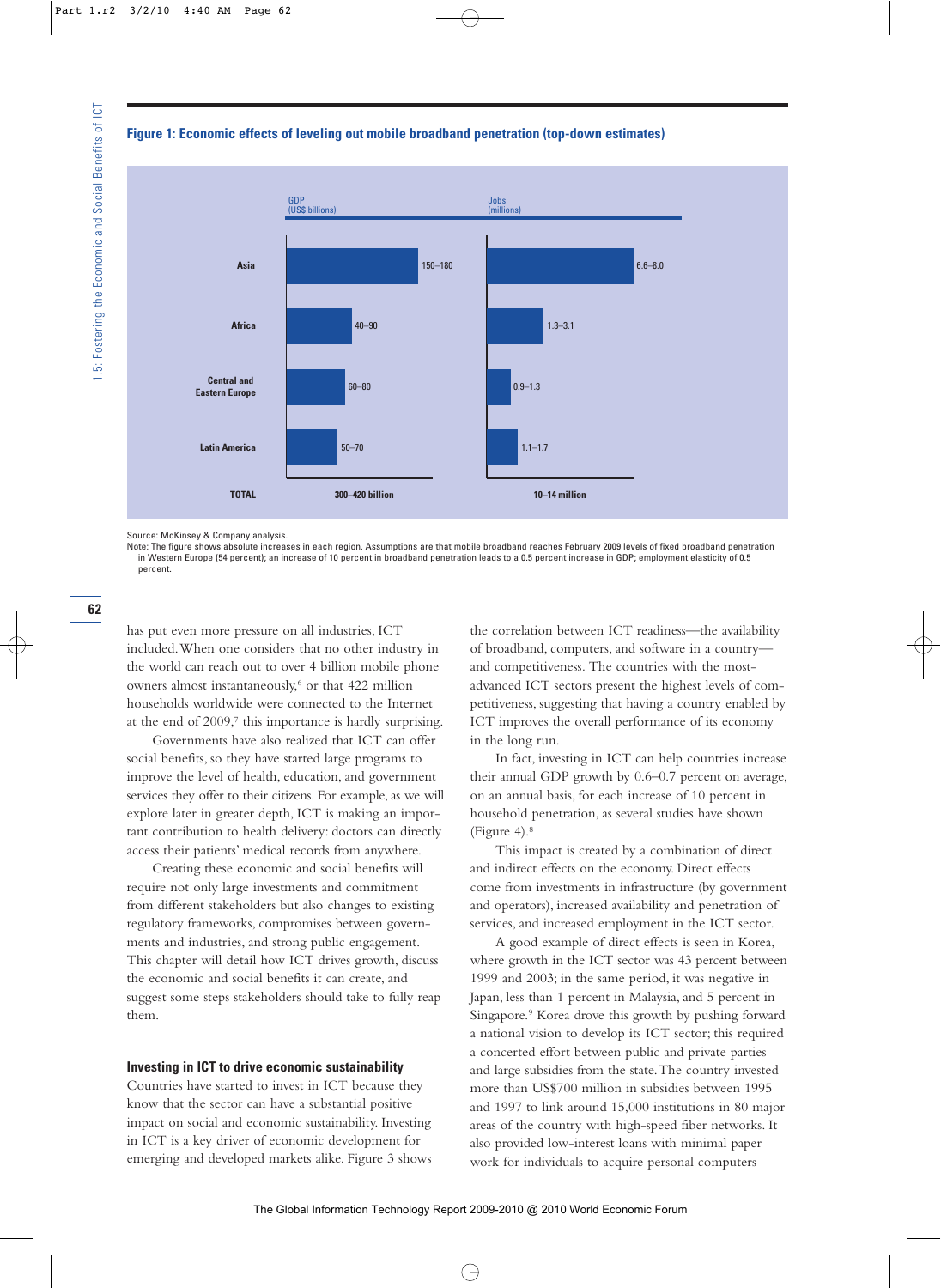**Figure 1: Economic effects of leveling out mobile broadband penetration (top-down estimates)**

| Region | GDP (US$ billions) | Jobs (millions) |
|---|---|---|
| Asia | 150–180 | 6.6–8.0 |
| Africa | 40–90 | 1.3–3.1 |
| Central and Eastern Europe | 60–80 | 0.9–1.3 |
| Latin America | 50–70 | 1.1–1.7 |
| TOTAL | 300–420 billion | 10–14 million |

Source: McKinsey & Company analysis.

Note: The figure shows absolute increases in each region. Assumptions are that mobile broadband reaches February 2009 levels of fixed broadband penetration in Western Europe (54 percent); an increase of 10 percent in broadband penetration leads to a 0.5 percent increase in GDP; employment elasticity of 0.5 percent.

has put even more pressure on all industries, ICT included. When one considers that no other industry in the world can reach out to over 4 billion mobile phone owners almost instantaneously,[6] or that 422 million households worldwide were connected to the Internet at the end of 2009,[7] this importance is hardly surprising.

Governments have also realized that ICT can offer social benefits, so they have started large programs to improve the level of health, education, and government services they offer to their citizens. For example, as we will explore later in greater depth, ICT is making an important contribution to health delivery: doctors can directly access their patients' medical records from anywhere.

Creating these economic and social benefits will require not only large investments and commitment from different stakeholders but also changes to existing regulatory frameworks, compromises between governments and industries, and strong public engagement. This chapter will detail how ICT drives growth, discuss the economic and social benefits it can create, and suggest some steps stakeholders should take to fully reap them.

## Investing in ICT to drive economic sustainability

Countries have started to invest in ICT because they know that the sector can have a substantial positive impact on social and economic sustainability. Investing in ICT is a key driver of economic development for emerging and developed markets alike. Figure 3 shows the correlation between ICT readiness—the availability of broadband, computers, and software in a country—and competitiveness. The countries with the most-advanced ICT sectors present the highest levels of competitiveness, suggesting that having a country enabled by ICT improves the overall performance of its economy in the long run.

In fact, investing in ICT can help countries increase their annual GDP growth by 0.6–0.7 percent on average, on an annual basis, for each increase of 10 percent in household penetration, as several studies have shown (Figure 4).[8]

This impact is created by a combination of direct and indirect effects on the economy. Direct effects come from investments in infrastructure (by government and operators), increased availability and penetration of services, and increased employment in the ICT sector.

A good example of direct effects is seen in Korea, where growth in the ICT sector was 43 percent between 1999 and 2003; in the same period, it was negative in Japan, less than 1 percent in Malaysia, and 5 percent in Singapore.[9] Korea drove this growth by pushing forward a national vision to develop its ICT sector; this required a concerted effort between public and private parties and large subsidies from the state. The country invested more than US$700 million in subsidies between 1995 and 1997 to link around 15,000 institutions in 80 major areas of the country with high-speed fiber networks. It also provided low-interest loans with minimal paper work for individuals to acquire personal computers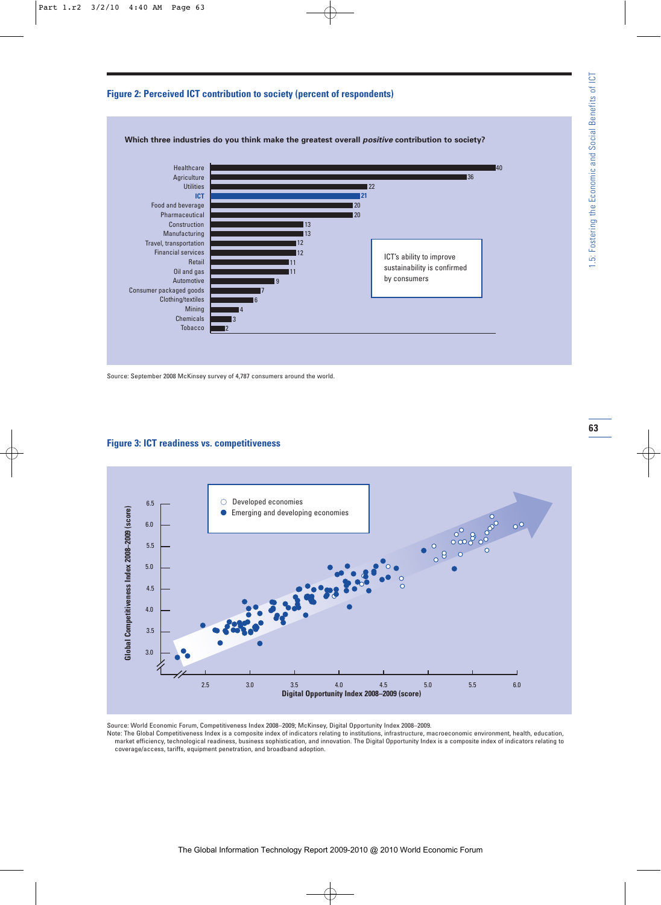### Figure 2: Perceived ICT contribution to society (percent of respondents)

**Which three industries do you think make the greatest overall *positive* contribution to society?**

| Industry | Percent |
|---|---|
| Healthcare | 40 |
| Agriculture | 36 |
| Utilities | 22 |
| ICT | 21 |
| Food and beverage | 20 |
| Pharmaceutical | 20 |
| Construction | 13 |
| Manufacturing | 13 |
| Travel, transportation | 12 |
| Financial services | 12 |
| Retail | 11 |
| Oil and gas | 11 |
| Automotive | 9 |
| Consumer packaged goods | 7 |
| Clothing/textiles | 6 |
| Mining | 4 |
| Chemicals | 3 |
| Tobacco | 2 |

ICT's ability to improve sustainability is confirmed by consumers

Source: September 2008 McKinsey survey of 4,787 consumers around the world.

### Figure 3: ICT readiness vs. competitiveness

Source: World Economic Forum, Competitiveness Index 2008–2009; McKinsey, Digital Opportunity Index 2008–2009.

Note: The Global Competitiveness Index is a composite index of indicators relating to institutions, infrastructure, macroeconomic environment, health, education, market efficiency, technological readiness, business sophistication, and innovation. The Digital Opportunity Index is a composite index of indicators relating to coverage/access, tariffs, equipment penetration, and broadband adoption.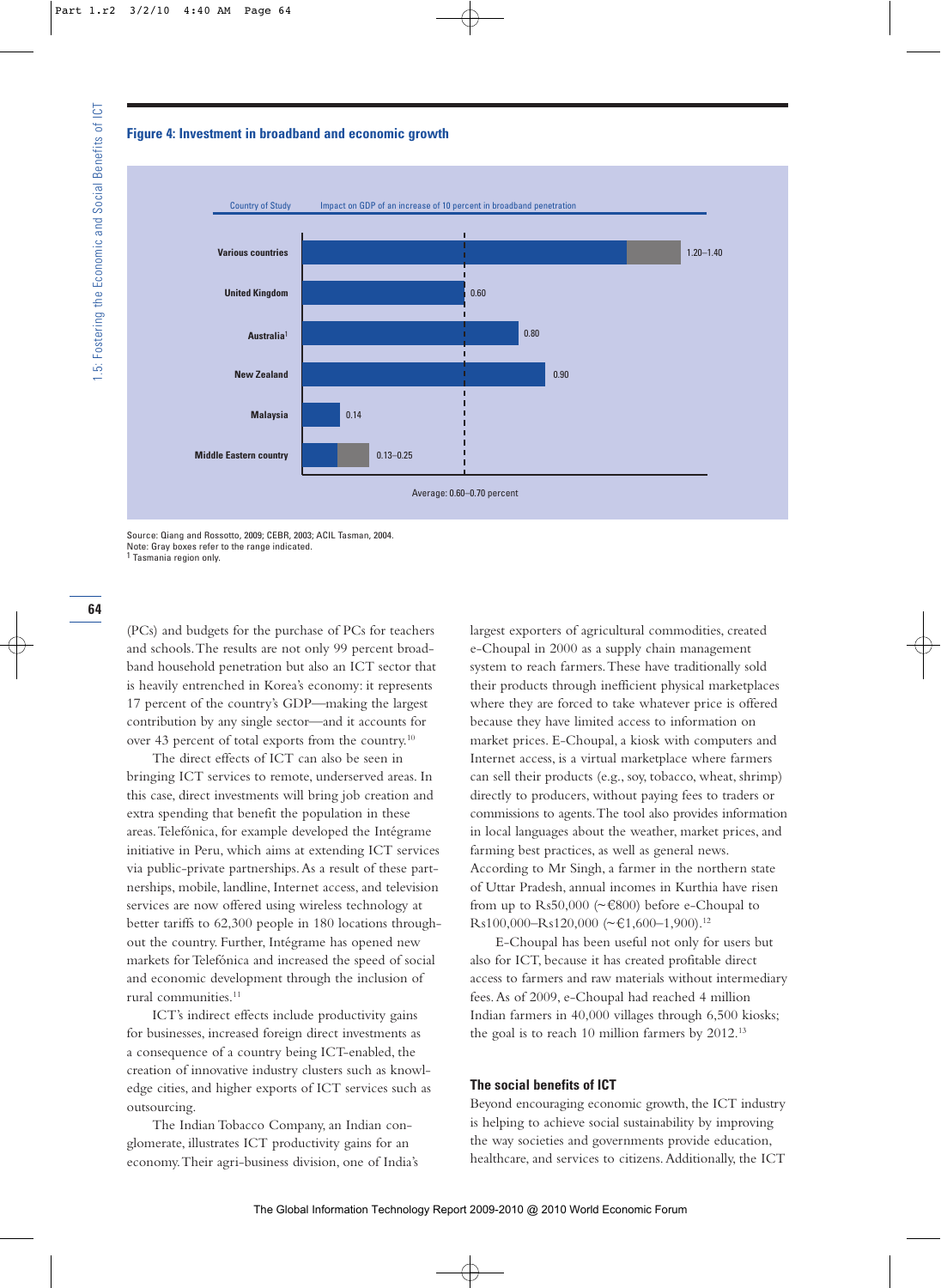**Figure 4: Investment in broadband and economic growth**

| Country of Study | Impact on GDP of an increase of 10 percent in broadband penetration |
|---|---|
| Various countries | 1.20–1.40 |
| United Kingdom | 0.60 |
| Australia[1] | 0.80 |
| New Zealand | 0.90 |
| Malaysia | 0.14 |
| Middle Eastern country | 0.13–0.25 |

Average: 0.60–0.70 percent

Source: Qiang and Rossotto, 2009; CEBR, 2003; ACIL Tasman, 2004.
Note: Gray boxes refer to the range indicated.
[1] Tasmania region only.

(PCs) and budgets for the purchase of PCs for teachers and schools. The results are not only 99 percent broadband household penetration but also an ICT sector that is heavily entrenched in Korea's economy: it represents 17 percent of the country's GDP—making the largest contribution by any single sector—and it accounts for over 43 percent of total exports from the country.[10]

The direct effects of ICT can also be seen in bringing ICT services to remote, underserved areas. In this case, direct investments will bring job creation and extra spending that benefit the population in these areas. Telefónica, for example developed the Intégrame initiative in Peru, which aims at extending ICT services via public-private partnerships. As a result of these partnerships, mobile, landline, Internet access, and television services are now offered using wireless technology at better tariffs to 62,300 people in 180 locations throughout the country. Further, Intégrame has opened new markets for Telefónica and increased the speed of social and economic development through the inclusion of rural communities.[11]

ICT's indirect effects include productivity gains for businesses, increased foreign direct investments as a consequence of a country being ICT-enabled, the creation of innovative industry clusters such as knowledge cities, and higher exports of ICT services such as outsourcing.

The Indian Tobacco Company, an Indian conglomerate, illustrates ICT productivity gains for an economy. Their agri-business division, one of India's largest exporters of agricultural commodities, created e-Choupal in 2000 as a supply chain management system to reach farmers. These have traditionally sold their products through inefficient physical marketplaces where they are forced to take whatever price is offered because they have limited access to information on market prices. E-Choupal, a kiosk with computers and Internet access, is a virtual marketplace where farmers can sell their products (e.g., soy, tobacco, wheat, shrimp) directly to producers, without paying fees to traders or commissions to agents. The tool also provides information in local languages about the weather, market prices, and farming best practices, as well as general news. According to Mr Singh, a farmer in the northern state of Uttar Pradesh, annual incomes in Kurthia have risen from up to Rs50,000 (~€800) before e-Choupal to Rs100,000–Rs120,000 (~€1,600–1,900).[12]

E-Choupal has been useful not only for users but also for ICT, because it has created profitable direct access to farmers and raw materials without intermediary fees. As of 2009, e-Choupal had reached 4 million Indian farmers in 40,000 villages through 6,500 kiosks; the goal is to reach 10 million farmers by 2012.[13]

### The social benefits of ICT

Beyond encouraging economic growth, the ICT industry is helping to achieve social sustainability by improving the way societies and governments provide education, healthcare, and services to citizens. Additionally, the ICT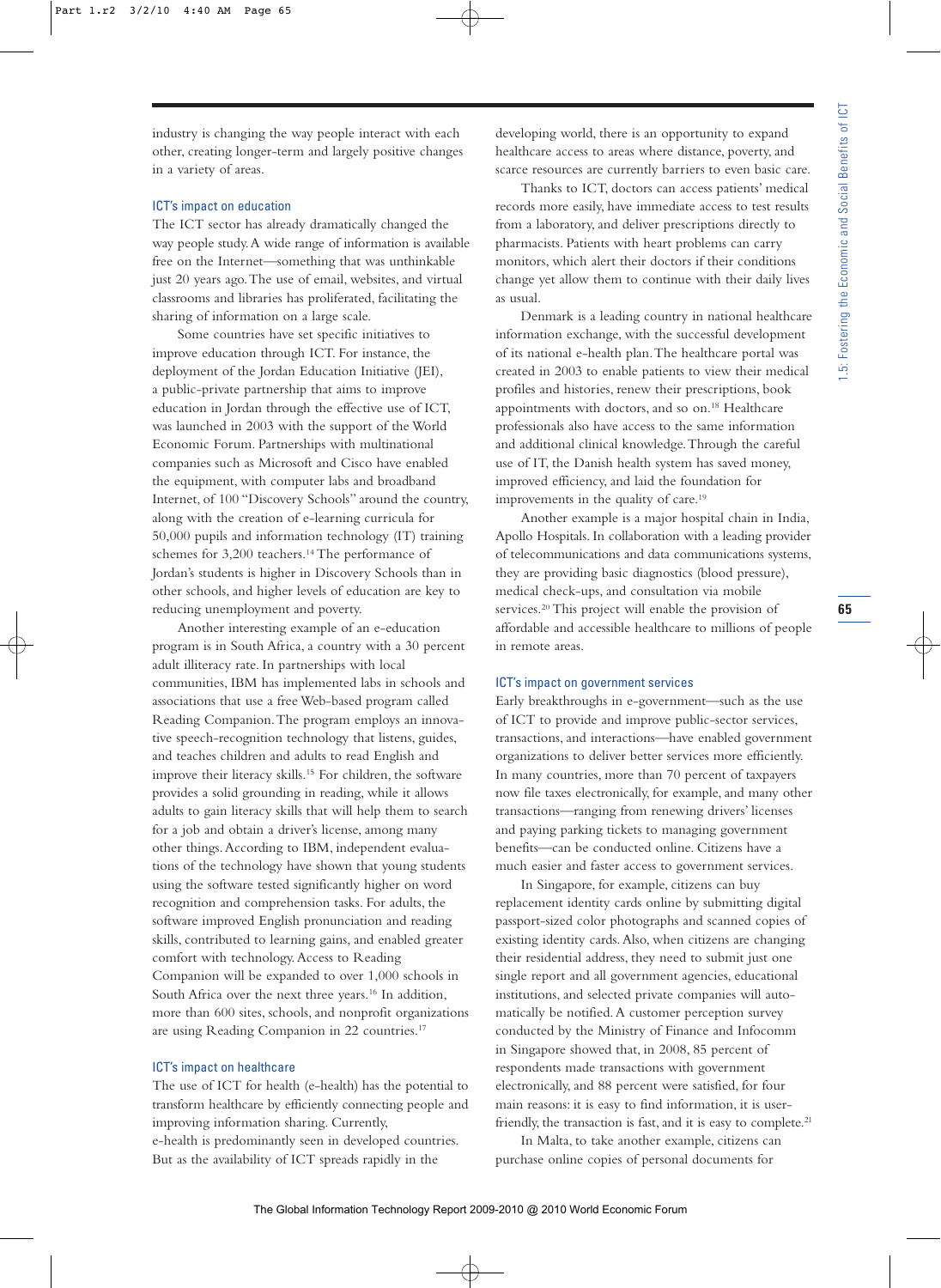industry is changing the way people interact with each other, creating longer-term and largely positive changes in a variety of areas.

### ICT's impact on education

The ICT sector has already dramatically changed the way people study. A wide range of information is available free on the Internet—something that was unthinkable just 20 years ago. The use of email, websites, and virtual classrooms and libraries has proliferated, facilitating the sharing of information on a large scale.

Some countries have set specific initiatives to improve education through ICT. For instance, the deployment of the Jordan Education Initiative (JEI), a public-private partnership that aims to improve education in Jordan through the effective use of ICT, was launched in 2003 with the support of the World Economic Forum. Partnerships with multinational companies such as Microsoft and Cisco have enabled the equipment, with computer labs and broadband Internet, of 100 "Discovery Schools" around the country, along with the creation of e-learning curricula for 50,000 pupils and information technology (IT) training schemes for 3,200 teachers.[14] The performance of Jordan's students is higher in Discovery Schools than in other schools, and higher levels of education are key to reducing unemployment and poverty.

Another interesting example of an e-education program is in South Africa, a country with a 30 percent adult illiteracy rate. In partnerships with local communities, IBM has implemented labs in schools and associations that use a free Web-based program called Reading Companion. The program employs an innovative speech-recognition technology that listens, guides, and teaches children and adults to read English and improve their literacy skills.[15] For children, the software provides a solid grounding in reading, while it allows adults to gain literacy skills that will help them to search for a job and obtain a driver's license, among many other things. According to IBM, independent evaluations of the technology have shown that young students using the software tested significantly higher on word recognition and comprehension tasks. For adults, the software improved English pronunciation and reading skills, contributed to learning gains, and enabled greater comfort with technology. Access to Reading Companion will be expanded to over 1,000 schools in South Africa over the next three years.[16] In addition, more than 600 sites, schools, and nonprofit organizations are using Reading Companion in 22 countries.[17]

### ICT's impact on healthcare

The use of ICT for health (e-health) has the potential to transform healthcare by efficiently connecting people and improving information sharing. Currently, e-health is predominantly seen in developed countries. But as the availability of ICT spreads rapidly in the developing world, there is an opportunity to expand healthcare access to areas where distance, poverty, and scarce resources are currently barriers to even basic care.

Thanks to ICT, doctors can access patients' medical records more easily, have immediate access to test results from a laboratory, and deliver prescriptions directly to pharmacists. Patients with heart problems can carry monitors, which alert their doctors if their conditions change yet allow them to continue with their daily lives as usual.

Denmark is a leading country in national healthcare information exchange, with the successful development of its national e-health plan. The healthcare portal was created in 2003 to enable patients to view their medical profiles and histories, renew their prescriptions, book appointments with doctors, and so on.[18] Healthcare professionals also have access to the same information and additional clinical knowledge. Through the careful use of IT, the Danish health system has saved money, improved efficiency, and laid the foundation for improvements in the quality of care.[19]

Another example is a major hospital chain in India, Apollo Hospitals. In collaboration with a leading provider of telecommunications and data communications systems, they are providing basic diagnostics (blood pressure), medical check-ups, and consultation via mobile services.[20] This project will enable the provision of affordable and accessible healthcare to millions of people in remote areas.

### ICT's impact on government services

Early breakthroughs in e-government—such as the use of ICT to provide and improve public-sector services, transactions, and interactions—have enabled government organizations to deliver better services more efficiently. In many countries, more than 70 percent of taxpayers now file taxes electronically, for example, and many other transactions—ranging from renewing drivers' licenses and paying parking tickets to managing government benefits—can be conducted online. Citizens have a much easier and faster access to government services.

In Singapore, for example, citizens can buy replacement identity cards online by submitting digital passport-sized color photographs and scanned copies of existing identity cards. Also, when citizens are changing their residential address, they need to submit just one single report and all government agencies, educational institutions, and selected private companies will automatically be notified. A customer perception survey conducted by the Ministry of Finance and Infocomm in Singapore showed that, in 2008, 85 percent of respondents made transactions with government electronically, and 88 percent were satisfied, for four main reasons: it is easy to find information, it is user-friendly, the transaction is fast, and it is easy to complete.[21]

In Malta, to take another example, citizens can purchase online copies of personal documents for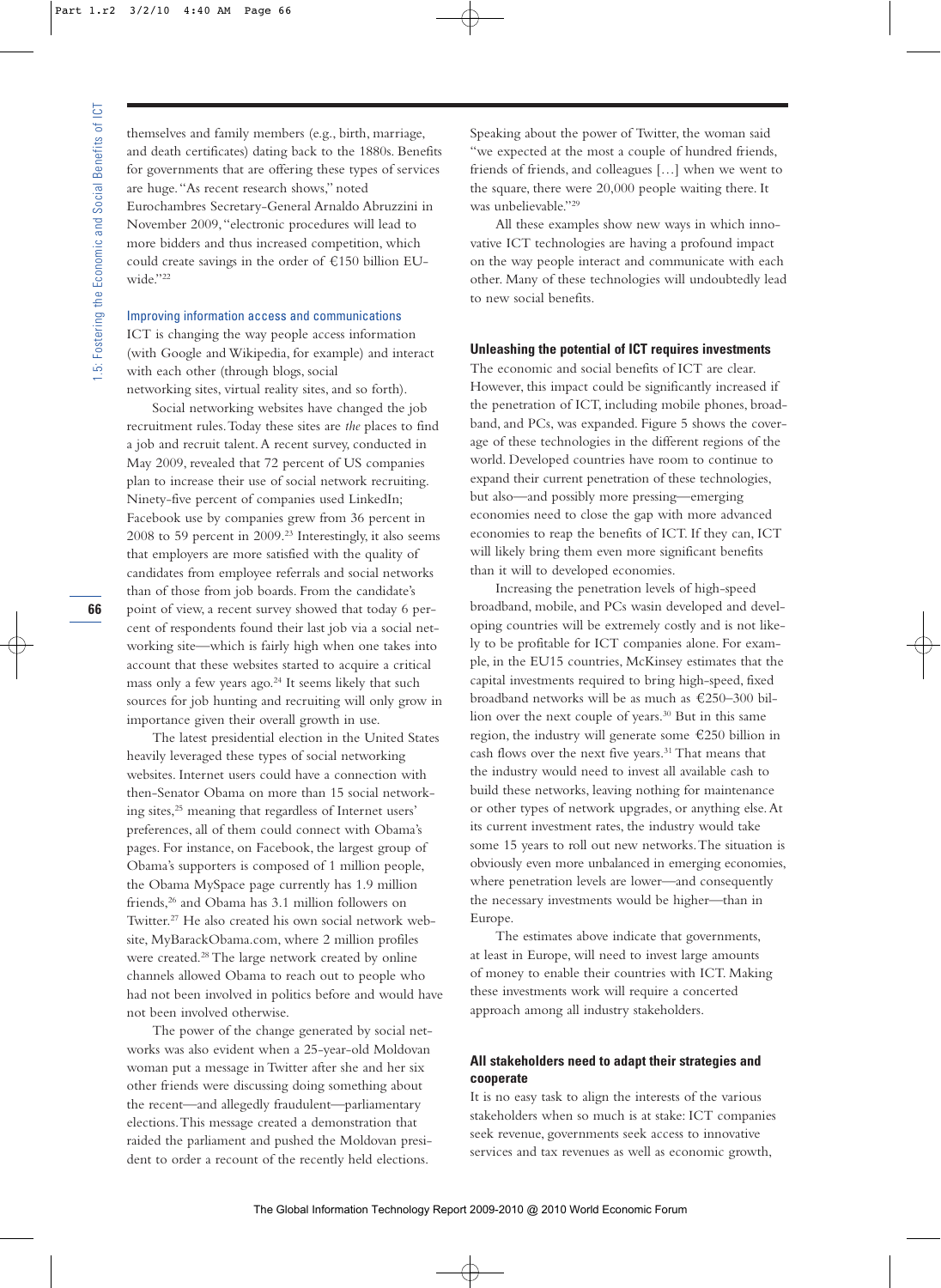themselves and family members (e.g., birth, marriage, and death certificates) dating back to the 1880s. Benefits for governments that are offering these types of services are huge. "As recent research shows," noted Eurochambres Secretary-General Arnaldo Abruzzini in November 2009, "electronic procedures will lead to more bidders and thus increased competition, which could create savings in the order of €150 billion EU-wide."[22]

### Improving information access and communications

ICT is changing the way people access information (with Google and Wikipedia, for example) and interact with each other (through blogs, social networking sites, virtual reality sites, and so forth).

Social networking websites have changed the job recruitment rules. Today these sites are *the* places to find a job and recruit talent. A recent survey, conducted in May 2009, revealed that 72 percent of US companies plan to increase their use of social network recruiting. Ninety-five percent of companies used LinkedIn; Facebook use by companies grew from 36 percent in 2008 to 59 percent in 2009.[23] Interestingly, it also seems that employers are more satisfied with the quality of candidates from employee referrals and social networks than of those from job boards. From the candidate's point of view, a recent survey showed that today 6 percent of respondents found their last job via a social networking site—which is fairly high when one takes into account that these websites started to acquire a critical mass only a few years ago.[24] It seems likely that such sources for job hunting and recruiting will only grow in importance given their overall growth in use.

The latest presidential election in the United States heavily leveraged these types of social networking websites. Internet users could have a connection with then-Senator Obama on more than 15 social networking sites,[25] meaning that regardless of Internet users' preferences, all of them could connect with Obama's pages. For instance, on Facebook, the largest group of Obama's supporters is composed of 1 million people, the Obama MySpace page currently has 1.9 million friends,[26] and Obama has 3.1 million followers on Twitter.[27] He also created his own social network website, MyBarackObama.com, where 2 million profiles were created.[28] The large network created by online channels allowed Obama to reach out to people who had not been involved in politics before and would have not been involved otherwise.

The power of the change generated by social networks was also evident when a 25-year-old Moldovan woman put a message in Twitter after she and her six other friends were discussing doing something about the recent—and allegedly fraudulent—parliamentary elections. This message created a demonstration that raided the parliament and pushed the Moldovan president to order a recount of the recently held elections. Speaking about the power of Twitter, the woman said "we expected at the most a couple of hundred friends, friends of friends, and colleagues […] when we went to the square, there were 20,000 people waiting there. It was unbelievable."[29]

All these examples show new ways in which innovative ICT technologies are having a profound impact on the way people interact and communicate with each other. Many of these technologies will undoubtedly lead to new social benefits.

### Unleashing the potential of ICT requires investments

The economic and social benefits of ICT are clear. However, this impact could be significantly increased if the penetration of ICT, including mobile phones, broadband, and PCs, was expanded. Figure 5 shows the coverage of these technologies in the different regions of the world. Developed countries have room to continue to expand their current penetration of these technologies, but also—and possibly more pressing—emerging economies need to close the gap with more advanced economies to reap the benefits of ICT. If they can, ICT will likely bring them even more significant benefits than it will to developed economies.

Increasing the penetration levels of high-speed broadband, mobile, and PCs wasin developed and developing countries will be extremely costly and is not likely to be profitable for ICT companies alone. For example, in the EU15 countries, McKinsey estimates that the capital investments required to bring high-speed, fixed broadband networks will be as much as €250–300 billion over the next couple of years.[30] But in this same region, the industry will generate some €250 billion in cash flows over the next five years.[31] That means that the industry would need to invest all available cash to build these networks, leaving nothing for maintenance or other types of network upgrades, or anything else. At its current investment rates, the industry would take some 15 years to roll out new networks. The situation is obviously even more unbalanced in emerging economies, where penetration levels are lower—and consequently the necessary investments would be higher—than in Europe.

The estimates above indicate that governments, at least in Europe, will need to invest large amounts of money to enable their countries with ICT. Making these investments work will require a concerted approach among all industry stakeholders.

### All stakeholders need to adapt their strategies and cooperate

It is no easy task to align the interests of the various stakeholders when so much is at stake: ICT companies seek revenue, governments seek access to innovative services and tax revenues as well as economic growth,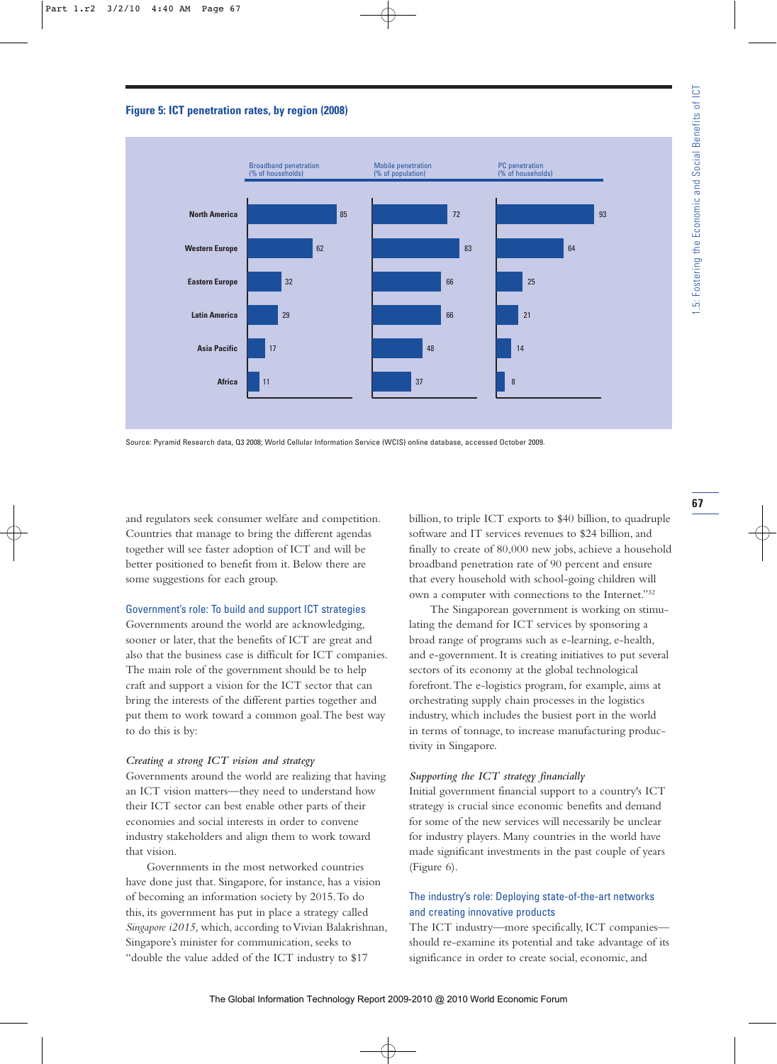**Figure 5: ICT penetration rates, by region (2008)**

| Region | Broadband penetration (% of households) | Mobile penetration (% of population) | PC penetration (% of households) |
|---|---|---|---|
| North America | 85 | 72 | 93 |
| Western Europe | 62 | 83 | 64 |
| Eastern Europe | 32 | 66 | 25 |
| Latin America | 29 | 66 | 21 |
| Asia Pacific | 17 | 48 | 14 |
| Africa | 11 | 37 | 8 |

Source: Pyramid Research data, Q3 2008; World Cellular Information Service (WCIS) online database, accessed October 2009.

and regulators seek consumer welfare and competition. Countries that manage to bring the different agendas together will see faster adoption of ICT and will be better positioned to benefit from it. Below there are some suggestions for each group.

### Government's role: To build and support ICT strategies

Governments around the world are acknowledging, sooner or later, that the benefits of ICT are great and also that the business case is difficult for ICT companies. The main role of the government should be to help craft and support a vision for the ICT sector that can bring the interests of the different parties together and put them to work toward a common goal. The best way to do this is by:

#### *Creating a strong ICT vision and strategy*

Governments around the world are realizing that having an ICT vision matters—they need to understand how their ICT sector can best enable other parts of their economies and social interests in order to convene industry stakeholders and align them to work toward that vision.

Governments in the most networked countries have done just that. Singapore, for instance, has a vision of becoming an information society by 2015. To do this, its government has put in place a strategy called *Singapore i2015,* which, according to Vivian Balakrishnan, Singapore's minister for communication, seeks to "double the value added of the ICT industry to $17 billion, to triple ICT exports to $40 billion, to quadruple software and IT services revenues to $24 billion, and finally to create of 80,000 new jobs, achieve a household broadband penetration rate of 90 percent and ensure that every household with school-going children will own a computer with connections to the Internet."[32]

The Singaporean government is working on stimulating the demand for ICT services by sponsoring a broad range of programs such as e-learning, e-health, and e-government. It is creating initiatives to put several sectors of its economy at the global technological forefront. The e-logistics program, for example, aims at orchestrating supply chain processes in the logistics industry, which includes the busiest port in the world in terms of tonnage, to increase manufacturing productivity in Singapore.

#### *Supporting the ICT strategy financially*

Initial government financial support to a country's ICT strategy is crucial since economic benefits and demand for some of the new services will necessarily be unclear for industry players. Many countries in the world have made significant investments in the past couple of years (Figure 6).

### The industry's role: Deploying state-of-the-art networks and creating innovative products

The ICT industry—more specifically, ICT companies—should re-examine its potential and take advantage of its significance in order to create social, economic, and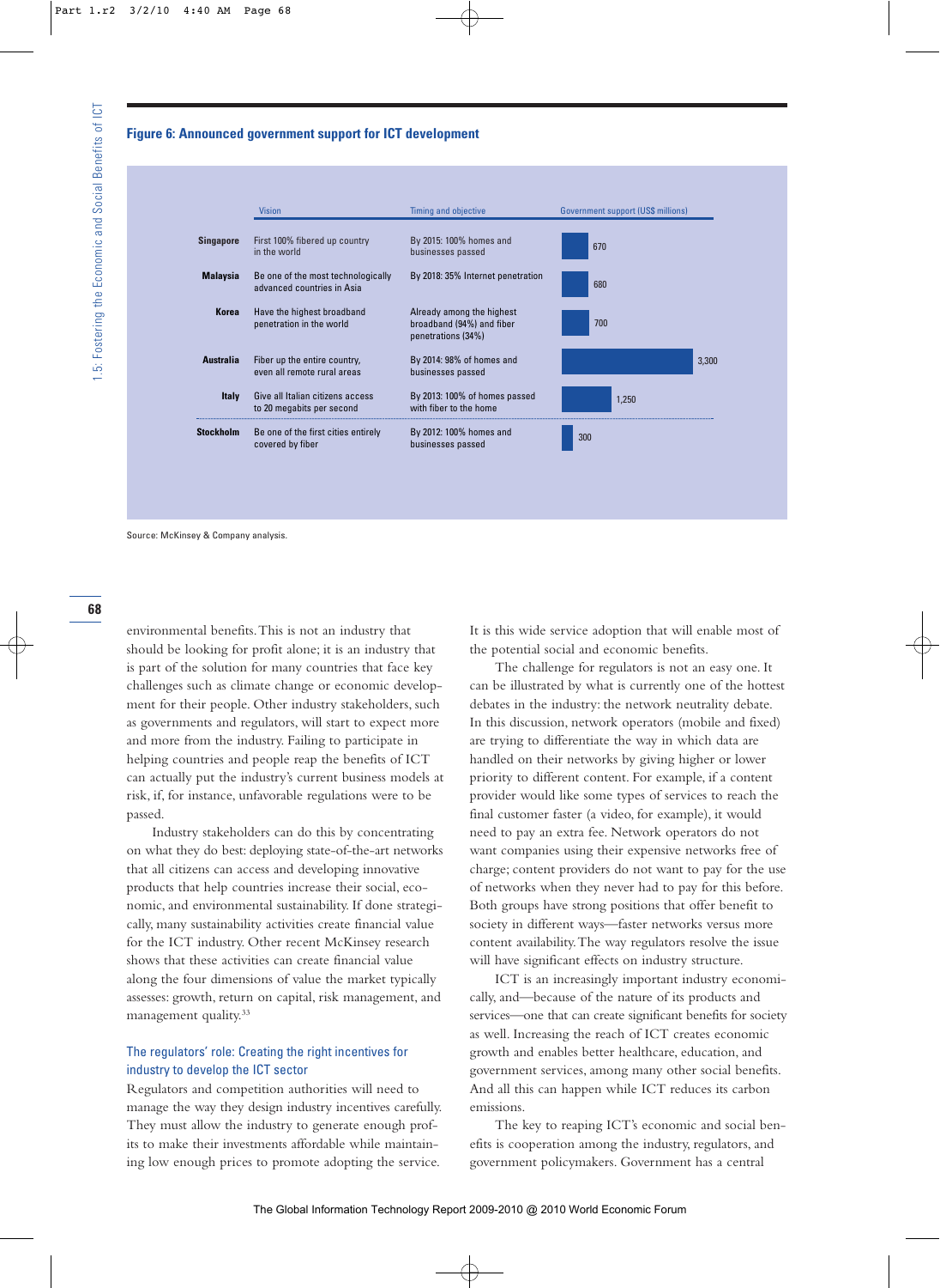**Figure 6: Announced government support for ICT development**

| | Vision | Timing and objective | Government support (US$ millions) |
|---|---|---|---|
| **Singapore** | First 100% fibered up country in the world | By 2015: 100% homes and businesses passed | 670 |
| **Malaysia** | Be one of the most technologically advanced countries in Asia | By 2018: 35% Internet penetration | 680 |
| **Korea** | Have the highest broadband penetration in the world | Already among the highest broadband (94%) and fiber penetrations (34%) | 700 |
| **Australia** | Fiber up the entire country, even all remote rural areas | By 2014: 98% of homes and businesses passed | 3,300 |
| **Italy** | Give all Italian citizens access to 20 megabits per second | By 2013: 100% of homes passed with fiber to the home | 1,250 |
| **Stockholm** | Be one of the first cities entirely covered by fiber | By 2012: 100% homes and businesses passed | 300 |

Source: McKinsey & Company analysis.

environmental benefits. This is not an industry that should be looking for profit alone; it is an industry that is part of the solution for many countries that face key challenges such as climate change or economic development for their people. Other industry stakeholders, such as governments and regulators, will start to expect more and more from the industry. Failing to participate in helping countries and people reap the benefits of ICT can actually put the industry's current business models at risk, if, for instance, unfavorable regulations were to be passed.

Industry stakeholders can do this by concentrating on what they do best: deploying state-of-the-art networks that all citizens can access and developing innovative products that help countries increase their social, economic, and environmental sustainability. If done strategically, many sustainability activities create financial value for the ICT industry. Other recent McKinsey research shows that these activities can create financial value along the four dimensions of value the market typically assesses: growth, return on capital, risk management, and management quality.[33]

### The regulators' role: Creating the right incentives for industry to develop the ICT sector

Regulators and competition authorities will need to manage the way they design industry incentives carefully. They must allow the industry to generate enough profits to make their investments affordable while maintaining low enough prices to promote adopting the service. It is this wide service adoption that will enable most of the potential social and economic benefits.

The challenge for regulators is not an easy one. It can be illustrated by what is currently one of the hottest debates in the industry: the network neutrality debate. In this discussion, network operators (mobile and fixed) are trying to differentiate the way in which data are handled on their networks by giving higher or lower priority to different content. For example, if a content provider would like some types of services to reach the final customer faster (a video, for example), it would need to pay an extra fee. Network operators do not want companies using their expensive networks free of charge; content providers do not want to pay for the use of networks when they never had to pay for this before. Both groups have strong positions that offer benefit to society in different ways—faster networks versus more content availability. The way regulators resolve the issue will have significant effects on industry structure.

ICT is an increasingly important industry economically, and—because of the nature of its products and services—one that can create significant benefits for society as well. Increasing the reach of ICT creates economic growth and enables better healthcare, education, and government services, among many other social benefits. And all this can happen while ICT reduces its carbon emissions.

The key to reaping ICT's economic and social benefits is cooperation among the industry, regulators, and government policymakers. Government has a central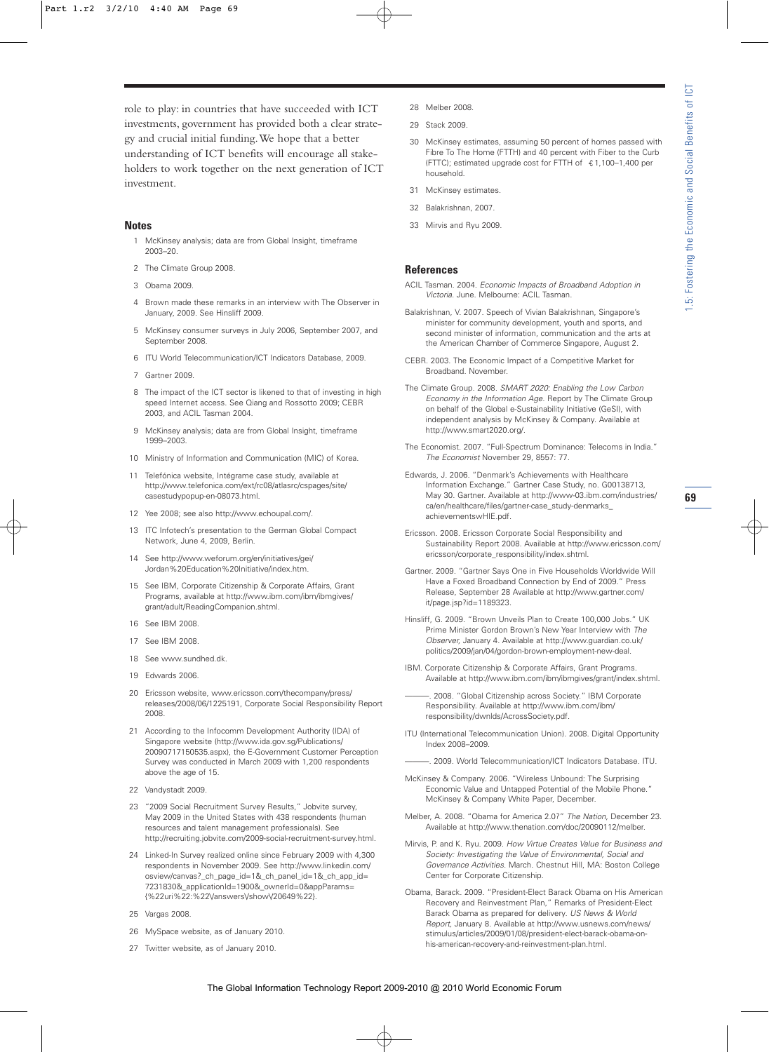role to play: in countries that have succeeded with ICT investments, government has provided both a clear strategy and crucial initial funding. We hope that a better understanding of ICT benefits will encourage all stakeholders to work together on the next generation of ICT investment.

### Notes

1 McKinsey analysis; data are from Global Insight, timeframe 2003–20.

2 The Climate Group 2008.

3 Obama 2009.

4 Brown made these remarks in an interview with The Observer in January, 2009. See Hinsliff 2009.

5 McKinsey consumer surveys in July 2006, September 2007, and September 2008.

6 ITU World Telecommunication/ICT Indicators Database, 2009.

7 Gartner 2009.

8 The impact of the ICT sector is likened to that of investing in high speed Internet access. See Qiang and Rossotto 2009; CEBR 2003, and ACIL Tasman 2004.

9 McKinsey analysis; data are from Global Insight, timeframe 1999–2003.

10 Ministry of Information and Communication (MIC) of Korea.

11 Telefónica website, Intégrame case study, available at http://www.telefonica.com/ext/rc08/atlasrc/cspages/site/casestudypopup-en-08073.html.

12 Yee 2008; see also http://www.echoupal.com/.

13 ITC Infotech's presentation to the German Global Compact Network, June 4, 2009, Berlin.

14 See http://www.weforum.org/en/initiatives/gei/Jordan%20Education%20Initiative/index.htm.

15 See IBM, Corporate Citizenship & Corporate Affairs, Grant Programs, available at http://www.ibm.com/ibm/ibmgives/grant/adult/ReadingCompanion.shtml.

16 See IBM 2008.

17 See IBM 2008.

18 See www.sundhed.dk.

19 Edwards 2006.

20 Ericsson website, www.ericsson.com/thecompany/press/releases/2008/06/1225191, Corporate Social Responsibility Report 2008.

21 According to the Infocomm Development Authority (IDA) of Singapore website (http://www.ida.gov.sg/Publications/20090717150535.aspx), the E-Government Customer Perception Survey was conducted in March 2009 with 1,200 respondents above the age of 15.

22 Vandystadt 2009.

23 "2009 Social Recruitment Survey Results," Jobvite survey, May 2009 in the United States with 438 respondents (human resources and talent management professionals). See http://recruiting.jobvite.com/2009-social-recruitment-survey.html.

24 Linked-In Survey realized online since February 2009 with 4,300 respondents in November 2009. See http://www.linkedin.com/osview/canvas?_ch_page_id=1&_ch_panel_id=1&_ch_app_id=7231830&_applicationId=1900&_ownerId=0&appParams={%22uri%22:%22\/answers\/show\/20649%22}.

25 Vargas 2008.

26 MySpace website, as of January 2010.

27 Twitter website, as of January 2010.

28 Melber 2008.

29 Stack 2009.

30 McKinsey estimates, assuming 50 percent of homes passed with Fibre To The Home (FTTH) and 40 percent with Fiber to the Curb (FTTC); estimated upgrade cost for FTTH of €1,100–1,400 per household.

31 McKinsey estimates.

32 Balakrishnan, 2007.

33 Mirvis and Ryu 2009.

### References

ACIL Tasman. 2004. *Economic Impacts of Broadband Adoption in Victoria*. June. Melbourne: ACIL Tasman.

Balakrishnan, V. 2007. Speech of Vivian Balakrishnan, Singapore's minister for community development, youth and sports, and second minister of information, communication and the arts at the American Chamber of Commerce Singapore, August 2.

CEBR. 2003. The Economic Impact of a Competitive Market for Broadband. November.

The Climate Group. 2008. *SMART 2020: Enabling the Low Carbon Economy in the Information Age*. Report by The Climate Group on behalf of the Global e-Sustainability Initiative (GeSI), with independent analysis by McKinsey & Company. Available at http://www.smart2020.org/.

The Economist. 2007. "Full-Spectrum Dominance: Telecoms in India." *The Economist* November 29, 8557: 77.

Edwards, J. 2006. "Denmark's Achievements with Healthcare Information Exchange." Gartner Case Study, no. G00138713, May 30. Gartner. Available at http://www-03.ibm.com/industries/ca/en/healthcare/files/gartner-case_study-denmarks_achievementswHIE.pdf.

Ericsson. 2008. Ericsson Corporate Social Responsibility and Sustainability Report 2008. Available at http://www.ericsson.com/ericsson/corporate_responsibility/index.shtml.

Gartner. 2009. "Gartner Says One in Five Households Worldwide Will Have a Foxed Broadband Connection by End of 2009." Press Release, September 28 Available at http://www.gartner.com/it/page.jsp?id=1189323.

Hinsliff, G. 2009. "Brown Unveils Plan to Create 100,000 Jobs." UK Prime Minister Gordon Brown's New Year Interview with *The Observer*, January 4. Available at http://www.guardian.co.uk/politics/2009/jan/04/gordon-brown-employment-new-deal.

IBM. Corporate Citizenship & Corporate Affairs, Grant Programs. Available at http://www.ibm.com/ibm/ibmgives/grant/index.shtml.

———. 2008. "Global Citizenship across Society." IBM Corporate Responsibility. Available at http://www.ibm.com/ibm/responsibility/dwnlds/AcrossSociety.pdf.

ITU (International Telecommunication Union). 2008. Digital Opportunity Index 2008–2009.

———. 2009. World Telecommunication/ICT Indicators Database. ITU.

McKinsey & Company. 2006. "Wireless Unbound: The Surprising Economic Value and Untapped Potential of the Mobile Phone." McKinsey & Company White Paper, December.

Melber, A. 2008. "Obama for America 2.0?" *The Nation*, December 23. Available at http://www.thenation.com/doc/20090112/melber.

Mirvis, P. and K. Ryu. 2009. *How Virtue Creates Value for Business and Society: Investigating the Value of Environmental, Social and Governance Activities*. March. Chestnut Hill, MA: Boston College Center for Corporate Citizenship.

Obama, Barack. 2009. "President-Elect Barack Obama on His American Recovery and Reinvestment Plan," Remarks of President-Elect Barack Obama as prepared for delivery. *US News & World Report*, January 8. Available at http://www.usnews.com/news/stimulus/articles/2009/01/08/president-elect-barack-obama-on-his-american-recovery-and-reinvestment-plan.html.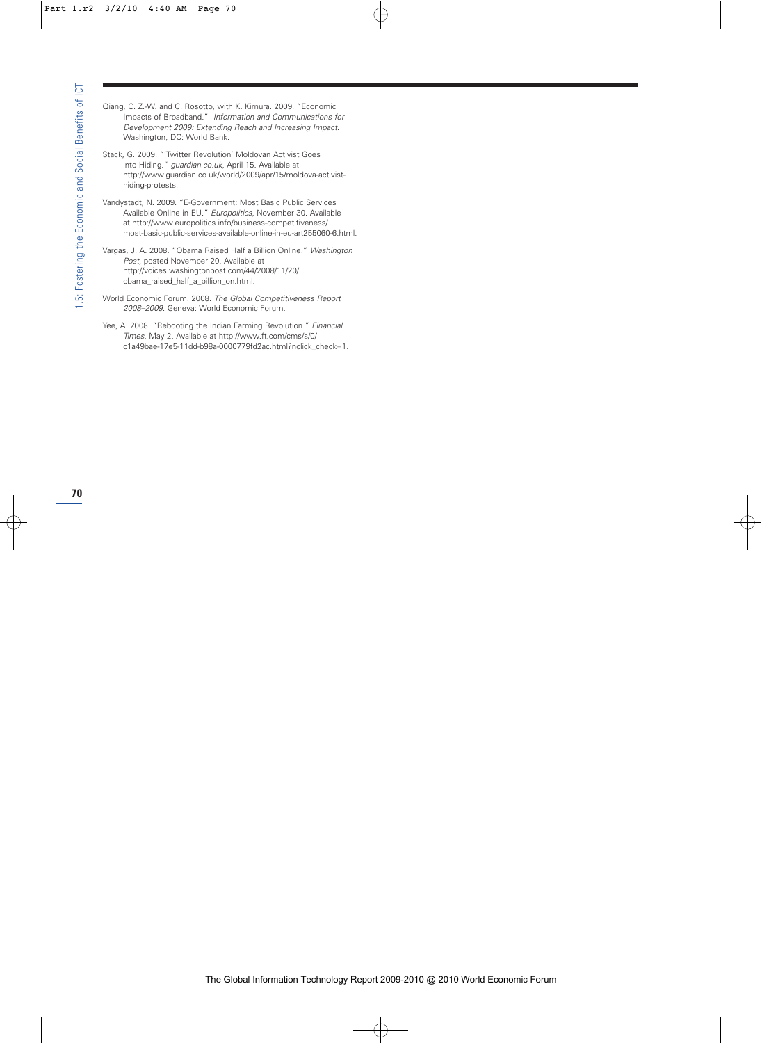Qiang, C. Z.-W. and C. Rosotto, with K. Kimura. 2009. "Economic Impacts of Broadband." *Information and Communications for Development 2009: Extending Reach and Increasing Impact.* Washington, DC: World Bank.

Stack, G. 2009. "'Twitter Revolution' Moldovan Activist Goes into Hiding." *guardian.co.uk*, April 15. Available at http://www.guardian.co.uk/world/2009/apr/15/moldova-activist-hiding-protests.

Vandystadt, N. 2009. "E-Government: Most Basic Public Services Available Online in EU." *Europolitics*, November 30. Available at http://www.europolitics.info/business-competitiveness/most-basic-public-services-available-online-in-eu-art255060-6.html.

Vargas, J. A. 2008. "Obama Raised Half a Billion Online." *Washington Post*, posted November 20. Available at http://voices.washingtonpost.com/44/2008/11/20/obama_raised_half_a_billion_on.html.

World Economic Forum. 2008. *The Global Competitiveness Report 2008–2009*. Geneva: World Economic Forum.

Yee, A. 2008. "Rebooting the Indian Farming Revolution." *Financial Times*, May 2. Available at http://www.ft.com/cms/s/0/c1a49bae-17e5-11dd-b98a-0000779fd2ac.html?nclick_check=1.